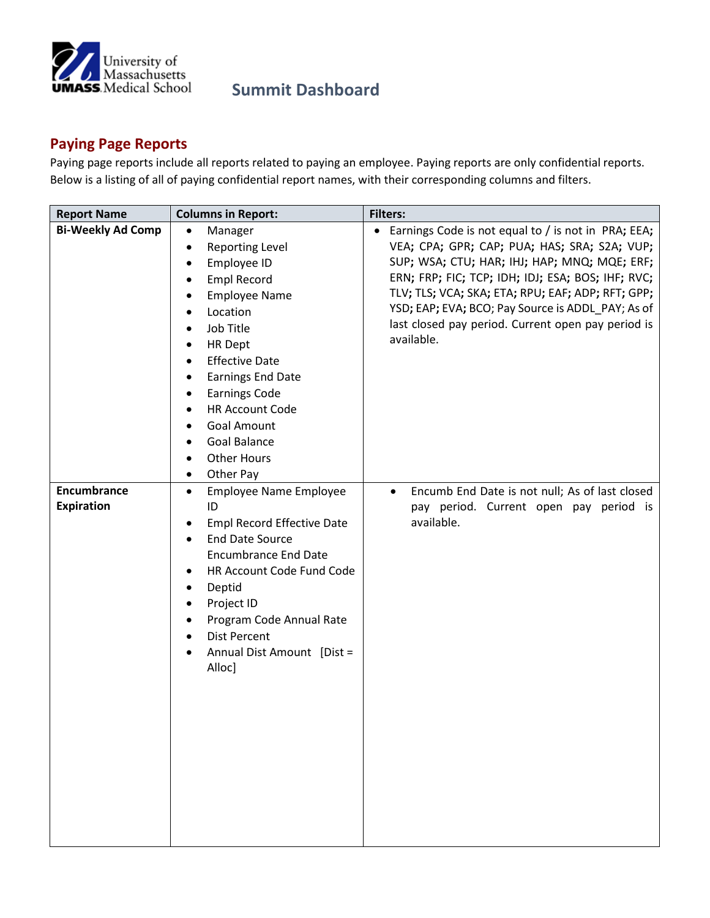# Summit Dashboard

## Paying Page Reports

Paying page reports include all reports related to paying an employee. Paying reports are only confidential reports. Below is a listing of all of paying confidential report names, with their corresponding columns and filters.

| Report Name | Columns in Report: | Filters: |
|---|---|---|
| **Bi-Weekly Ad Comp** | • Manager<br>• Reporting Level<br>• Employee ID<br>• Empl Record<br>• Employee Name<br>• Location<br>• Job Title<br>• HR Dept<br>• Effective Date<br>• Earnings End Date<br>• Earnings Code<br>• HR Account Code<br>• Goal Amount<br>• Goal Balance<br>• Other Hours<br>• Other Pay | • Earnings Code is not equal to / is not in PRA; EEA; VEA; CPA; GPR; CAP; PUA; HAS; SRA; S2A; VUP; SUP; WSA; CTU; HAR; IHJ; HAP; MNQ; MQE; ERF; ERN; FRP; FIC; TCP; IDH; IDJ; ESA; BOS; IHF; RVC; TLV; TLS; VCA; SKA; ETA; RPU; EAF; ADP; RFT; GPP; YSD; EAP; EVA; BCO; Pay Source is ADDL_PAY; As of last closed pay period. Current open pay period is available. |
| **Encumbrance Expiration** | • Employee Name Employee ID<br>• Empl Record Effective Date<br>• End Date Source Encumbrance End Date<br>• HR Account Code Fund Code<br>• Deptid<br>• Project ID<br>• Program Code Annual Rate<br>• Dist Percent<br>• Annual Dist Amount [Dist = Alloc] | • Encumb End Date is not null; As of last closed pay period. Current open pay period is available. |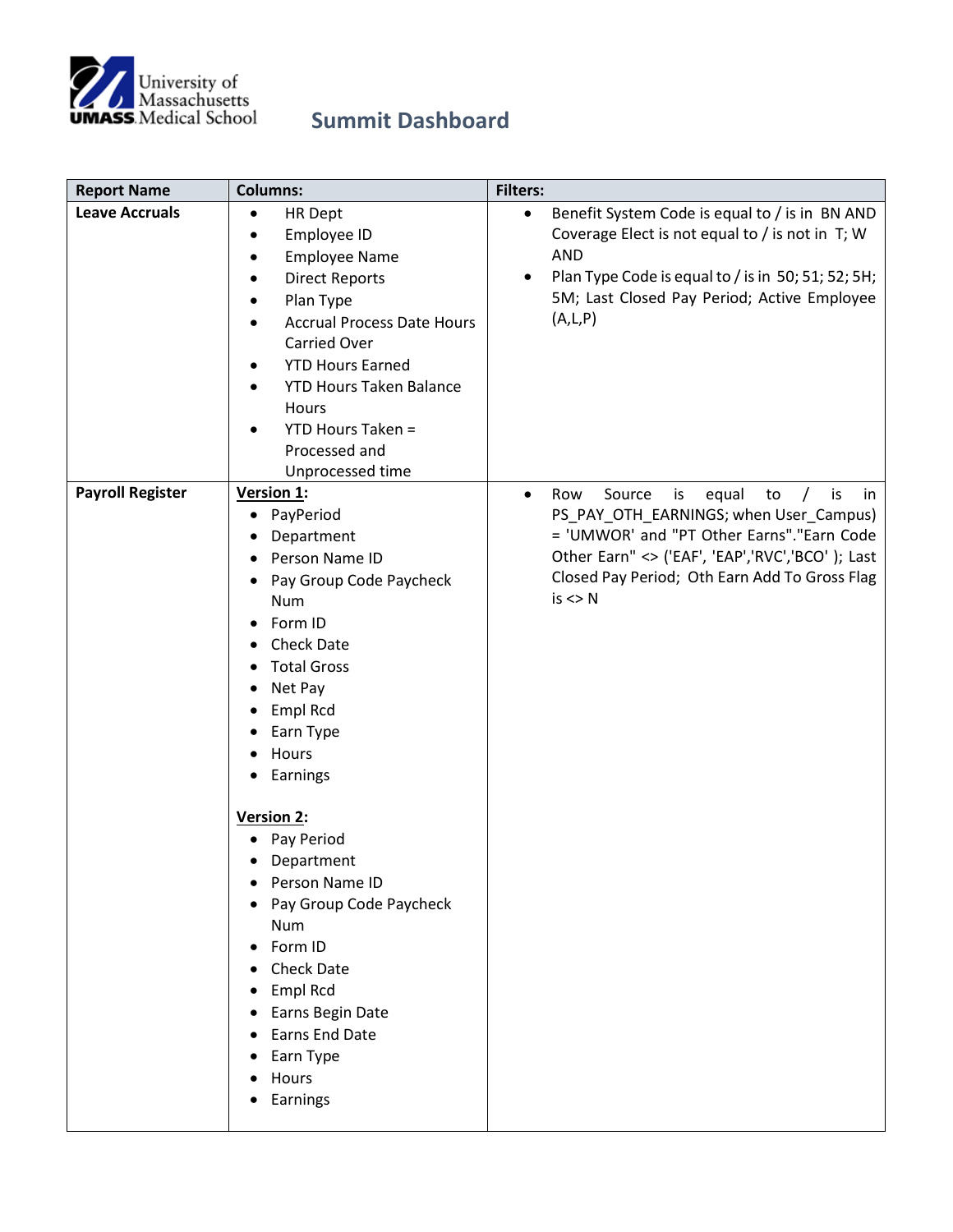# Summit Dashboard

| Report Name | Columns: | Filters: |
|---|---|---|
| **Leave Accruals** | • HR Dept<br>• Employee ID<br>• Employee Name<br>• Direct Reports<br>• Plan Type<br>• Accrual Process Date Hours Carried Over<br>• YTD Hours Earned<br>• YTD Hours Taken Balance Hours<br>• YTD Hours Taken = Processed and Unprocessed time | • Benefit System Code is equal to / is in BN AND Coverage Elect is not equal to / is not in T; W AND<br>• Plan Type Code is equal to / is in 50; 51; 52; 5H; 5M; Last Closed Pay Period; Active Employee (A,L,P) |
| **Payroll Register** | **<u>Version 1</u>:**<br>• PayPeriod<br>• Department<br>• Person Name ID<br>• Pay Group Code Paycheck Num<br>• Form ID<br>• Check Date<br>• Total Gross<br>• Net Pay<br>• Empl Rcd<br>• Earn Type<br>• Hours<br>• Earnings<br><br>**<u>Version 2</u>:**<br>• Pay Period<br>• Department<br>• Person Name ID<br>• Pay Group Code Paycheck Num<br>• Form ID<br>• Check Date<br>• Empl Rcd<br>• Earns Begin Date<br>• Earns End Date<br>• Earn Type<br>• Hours<br>• Earnings | • Row Source is equal to / is in PS_PAY_OTH_EARNINGS; when User_Campus) = 'UMWOR' and "PT Other Earns"."Earn Code Other Earn" <> ('EAF', 'EAP','RVC','BCO' ); Last Closed Pay Period; Oth Earn Add To Gross Flag is <> N |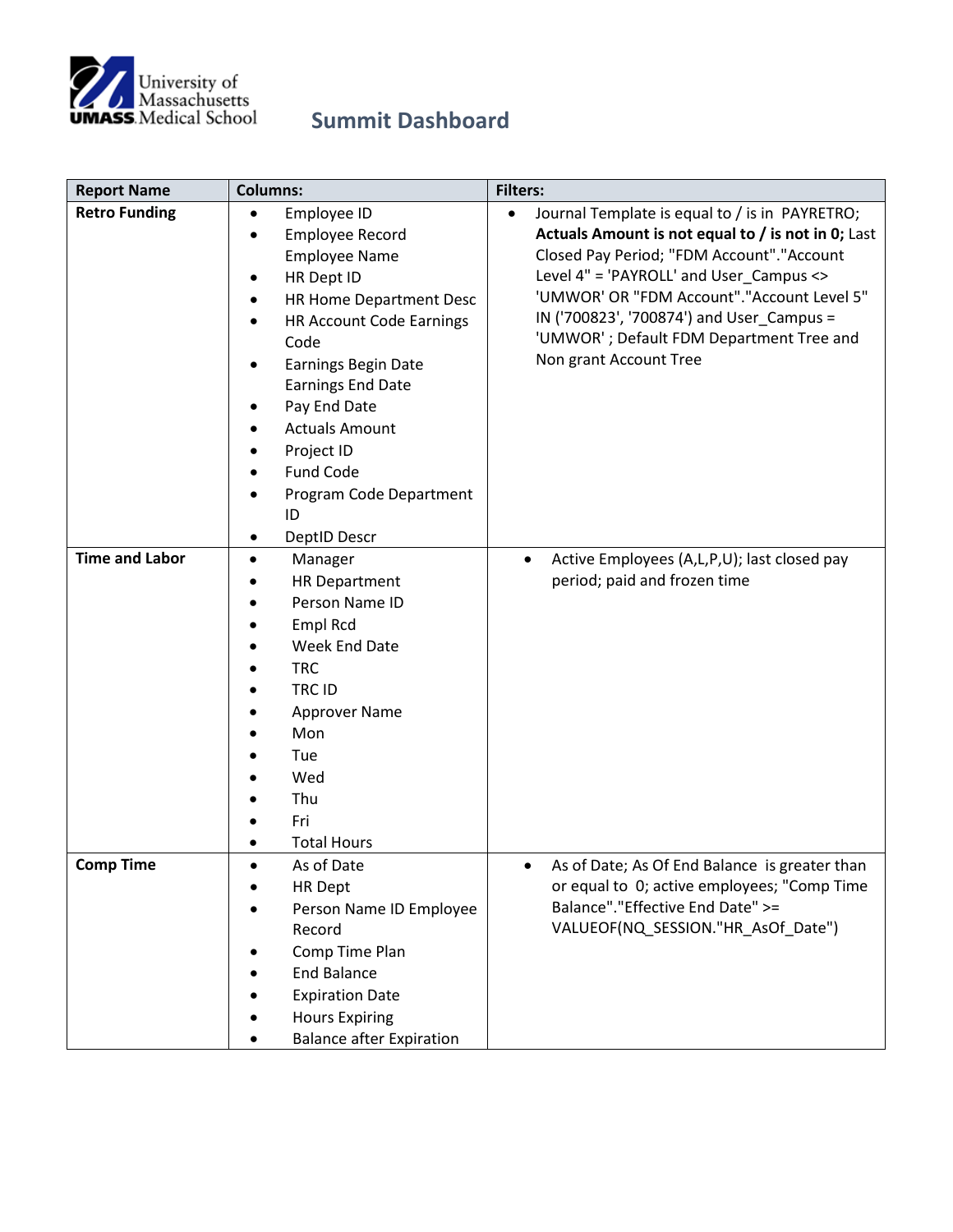# Summit Dashboard

| Report Name | Columns: | Filters: |
|---|---|---|
| **Retro Funding** | • Employee ID<br>• Employee Record Employee Name<br>• HR Dept ID<br>• HR Home Department Desc<br>• HR Account Code Earnings Code<br>• Earnings Begin Date Earnings End Date<br>• Pay End Date<br>• Actuals Amount<br>• Project ID<br>• Fund Code<br>• Program Code Department ID<br>• DeptID Descr | • Journal Template is equal to / is in PAYRETRO; **Actuals Amount is not equal to / is not in 0;** Last Closed Pay Period; "FDM Account"."Account Level 4" = 'PAYROLL' and User_Campus <> 'UMWOR' OR "FDM Account"."Account Level 5" IN ('700823', '700874') and User_Campus = 'UMWOR' ; Default FDM Department Tree and Non grant Account Tree |
| **Time and Labor** | • Manager<br>• HR Department<br>• Person Name ID<br>• Empl Rcd<br>• Week End Date<br>• TRC<br>• TRC ID<br>• Approver Name<br>• Mon<br>• Tue<br>• Wed<br>• Thu<br>• Fri<br>• Total Hours | • Active Employees (A,L,P,U); last closed pay period; paid and frozen time |
| **Comp Time** | • As of Date<br>• HR Dept<br>• Person Name ID Employee Record<br>• Comp Time Plan<br>• End Balance<br>• Expiration Date<br>• Hours Expiring<br>• Balance after Expiration | • As of Date; As Of End Balance is greater than or equal to 0; active employees; "Comp Time Balance"."Effective End Date" >= VALUEOF(NQ_SESSION."HR_AsOf_Date") |